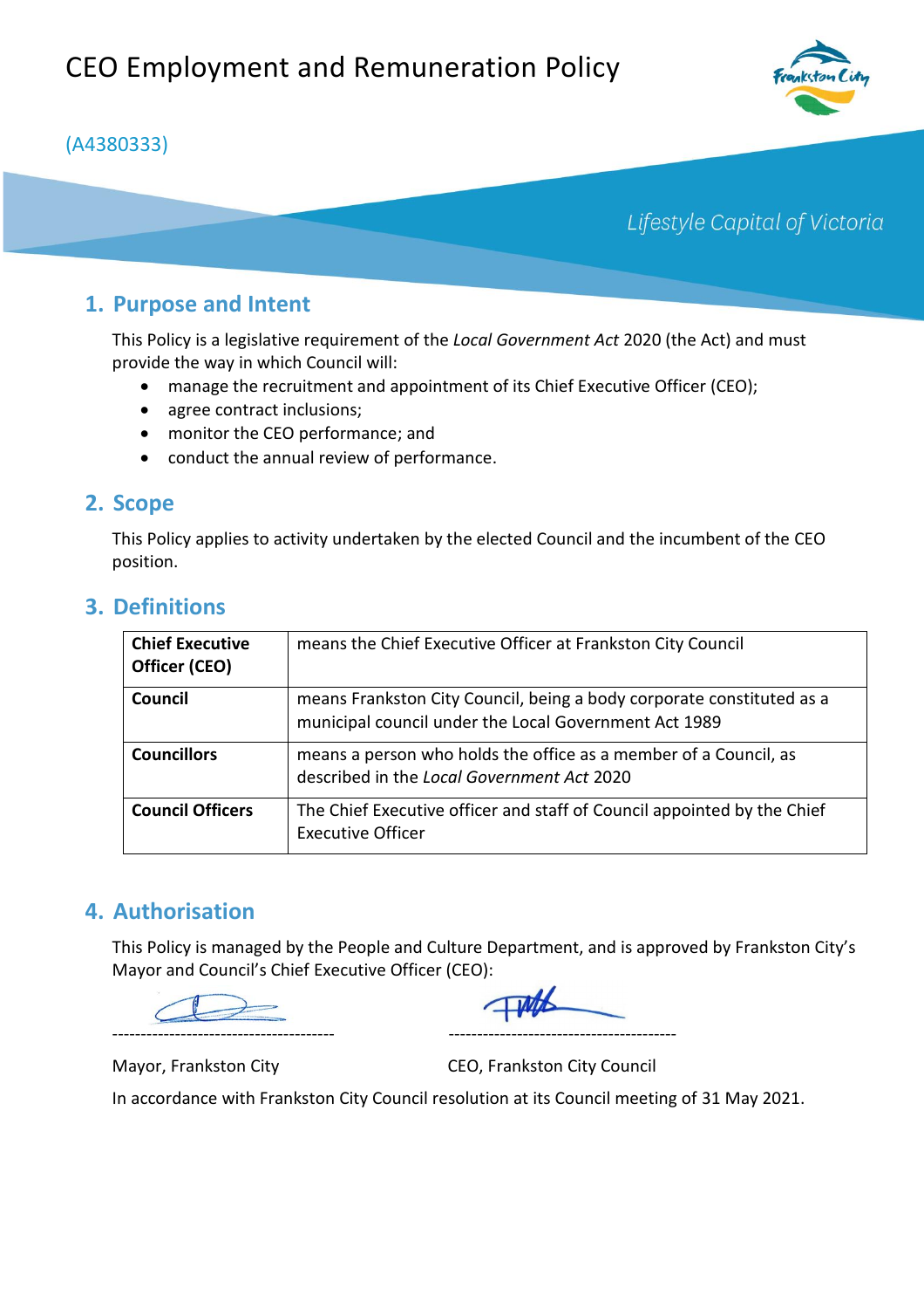# CEO Employment and Remuneration Policy

(A4380333)

*Lifestyle Capital of Victoria*

## 1. Purpose and Intent

This Policy is a legislative requirement of the *Local Government Act* 2020 (the Act) and must provide the way in which Council will:

- manage the recruitment and appointment of its Chief Executive Officer (CEO);
- agree contract inclusions;
- monitor the CEO performance; and
- conduct the annual review of performance.

## 2. Scope

This Policy applies to activity undertaken by the elected Council and the incumbent of the CEO position.

## 3. Definitions

| | |
|---|---|
| **Chief Executive Officer (CEO)** | means the Chief Executive Officer at Frankston City Council |
| **Council** | means Frankston City Council, being a body corporate constituted as a municipal council under the Local Government Act 1989 |
| **Councillors** | means a person who holds the office as a member of a Council, as described in the *Local Government Act* 2020 |
| **Council Officers** | The Chief Executive officer and staff of Council appointed by the Chief Executive Officer |

## 4. Authorisation

This Policy is managed by the People and Culture Department, and is approved by Frankston City's Mayor and Council's Chief Executive Officer (CEO):

---------------------------------------- ----------------------------------------

Mayor, Frankston City CEO, Frankston City Council

In accordance with Frankston City Council resolution at its Council meeting of 31 May 2021.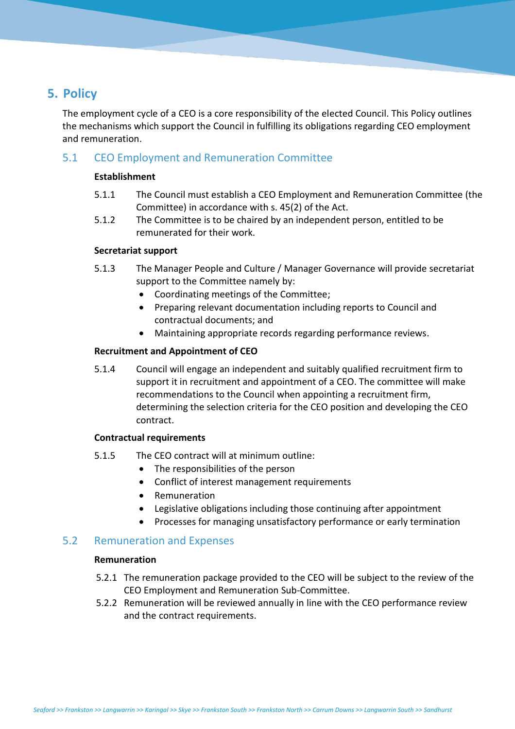## 5. Policy

The employment cycle of a CEO is a core responsibility of the elected Council. This Policy outlines the mechanisms which support the Council in fulfilling its obligations regarding CEO employment and remuneration.

### 5.1 CEO Employment and Remuneration Committee

**Establishment**

5.1.1 The Council must establish a CEO Employment and Remuneration Committee (the Committee) in accordance with s. 45(2) of the Act.

5.1.2 The Committee is to be chaired by an independent person, entitled to be remunerated for their work.

**Secretariat support**

5.1.3 The Manager People and Culture / Manager Governance will provide secretariat support to the Committee namely by:

- Coordinating meetings of the Committee;
- Preparing relevant documentation including reports to Council and contractual documents; and
- Maintaining appropriate records regarding performance reviews.

**Recruitment and Appointment of CEO**

5.1.4 Council will engage an independent and suitably qualified recruitment firm to support it in recruitment and appointment of a CEO. The committee will make recommendations to the Council when appointing a recruitment firm, determining the selection criteria for the CEO position and developing the CEO contract.

**Contractual requirements**

5.1.5 The CEO contract will at minimum outline:

- The responsibilities of the person
- Conflict of interest management requirements
- Remuneration
- Legislative obligations including those continuing after appointment
- Processes for managing unsatisfactory performance or early termination

### 5.2 Remuneration and Expenses

**Remuneration**

5.2.1 The remuneration package provided to the CEO will be subject to the review of the CEO Employment and Remuneration Sub-Committee.

5.2.2 Remuneration will be reviewed annually in line with the CEO performance review and the contract requirements.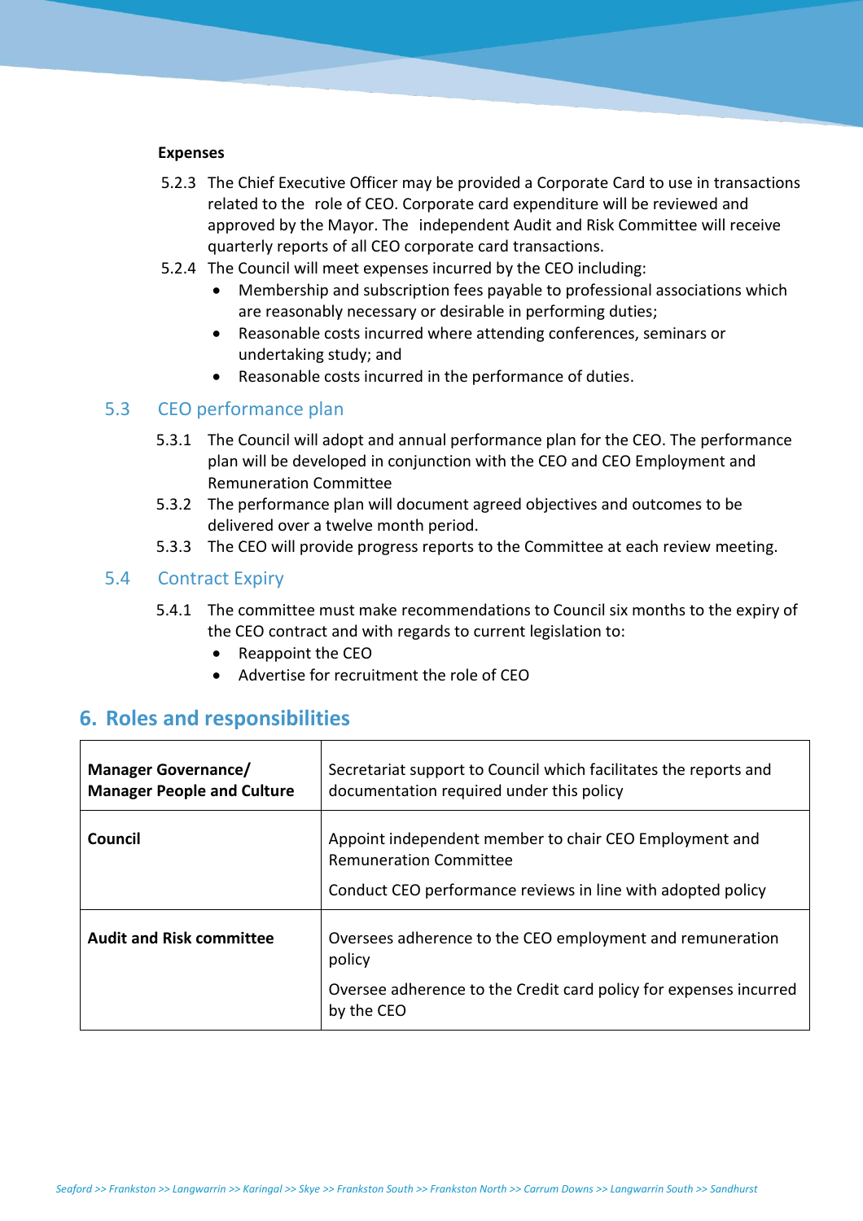**Expenses**

5.2.3 The Chief Executive Officer may be provided a Corporate Card to use in transactions related to the role of CEO. Corporate card expenditure will be reviewed and approved by the Mayor. The independent Audit and Risk Committee will receive quarterly reports of all CEO corporate card transactions.

5.2.4 The Council will meet expenses incurred by the CEO including:

- Membership and subscription fees payable to professional associations which are reasonably necessary or desirable in performing duties;
- Reasonable costs incurred where attending conferences, seminars or undertaking study; and
- Reasonable costs incurred in the performance of duties.

### 5.3 CEO performance plan

5.3.1 The Council will adopt and annual performance plan for the CEO. The performance plan will be developed in conjunction with the CEO and CEO Employment and Remuneration Committee

5.3.2 The performance plan will document agreed objectives and outcomes to be delivered over a twelve month period.

5.3.3 The CEO will provide progress reports to the Committee at each review meeting.

### 5.4 Contract Expiry

5.4.1 The committee must make recommendations to Council six months to the expiry of the CEO contract and with regards to current legislation to:

- Reappoint the CEO
- Advertise for recruitment the role of CEO

## 6. Roles and responsibilities

| | |
|---|---|
| **Manager Governance/ Manager People and Culture** | Secretariat support to Council which facilitates the reports and documentation required under this policy |
| **Council** | Appoint independent member to chair CEO Employment and Remuneration Committee<br><br>Conduct CEO performance reviews in line with adopted policy |
| **Audit and Risk committee** | Oversees adherence to the CEO employment and remuneration policy<br><br>Oversee adherence to the Credit card policy for expenses incurred by the CEO |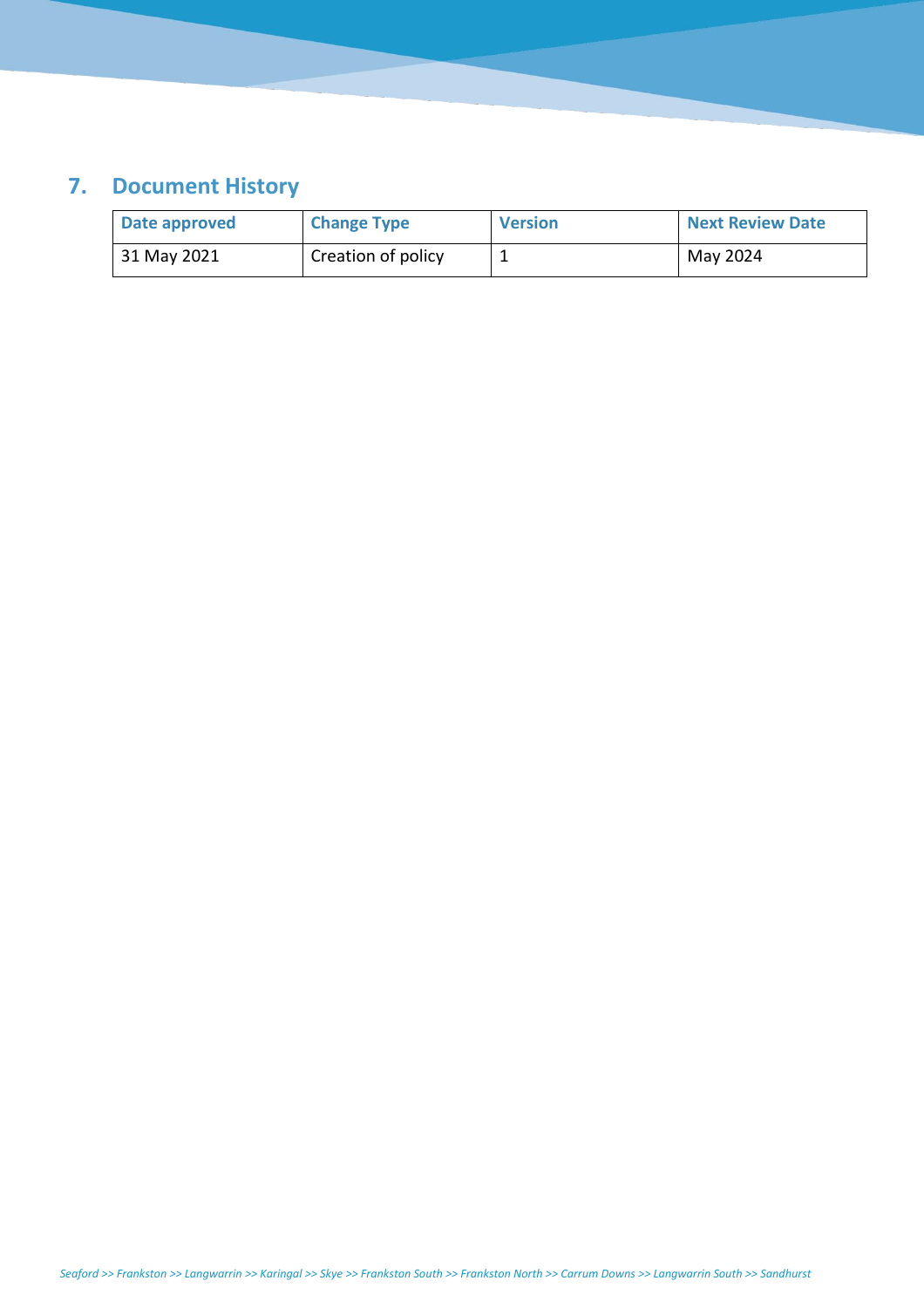## 7. Document History

| Date approved | Change Type | Version | Next Review Date |
|---|---|---|---|
| 31 May 2021 | Creation of policy | 1 | May 2024 |